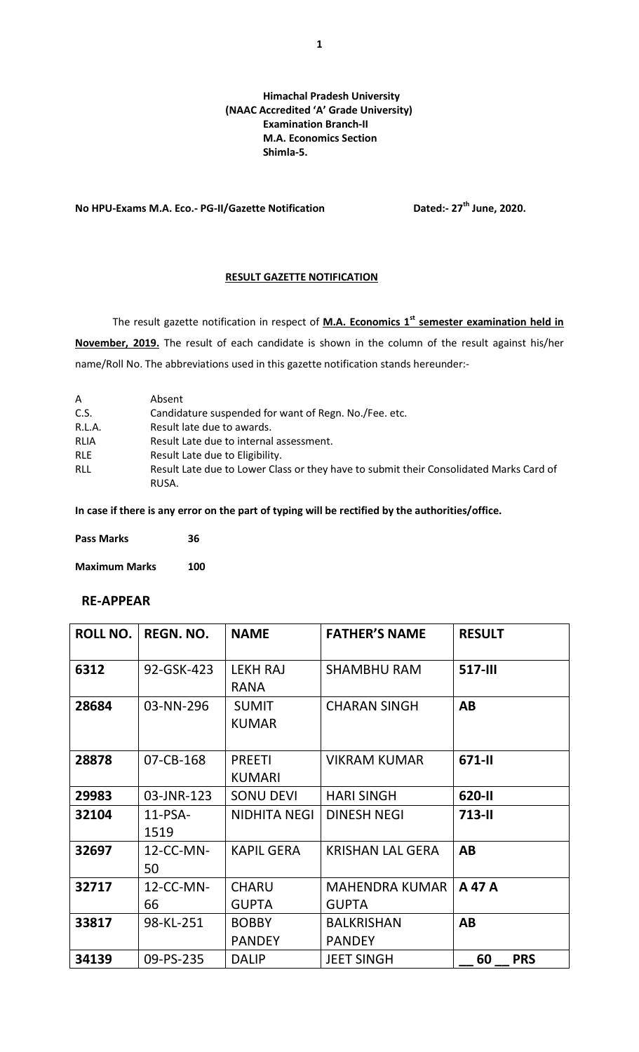**Himachal Pradesh University**
**(NAAC Accredited 'A' Grade University)**
**Examination Branch-II**
**M.A. Economics Section**
**Shimla-5.**

**No HPU-Exams M.A. Eco.- PG-II/Gazette Notification** **Dated:- 27th June, 2020.**

**RESULT GAZETTE NOTIFICATION**

The result gazette notification in respect of **M.A. Economics 1st semester examination held in November, 2019.** The result of each candidate is shown in the column of the result against his/her name/Roll No. The abbreviations used in this gazette notification stands hereunder:-

| | |
|---|---|
| A | Absent |
| C.S. | Candidature suspended for want of Regn. No./Fee. etc. |
| R.L.A. | Result late due to awards. |
| RLIA | Result Late due to internal assessment. |
| RLE | Result Late due to Eligibility. |
| RLL | Result Late due to Lower Class or they have to submit their Consolidated Marks Card of RUSA. |

**In case if there is any error on the part of typing will be rectified by the authorities/office.**

**Pass Marks** 36

**Maximum Marks** 100

## RE-APPEAR

| ROLL NO. | REGN. NO. | NAME | FATHER'S NAME | RESULT |
|---|---|---|---|---|
| **6312** | 92-GSK-423 | LEKH RAJ RANA | SHAMBHU RAM | **517-III** |
| **28684** | 03-NN-296 | SUMIT KUMAR | CHARAN SINGH | **AB** |
| **28878** | 07-CB-168 | PREETI KUMARI | VIKRAM KUMAR | **671-II** |
| **29983** | 03-JNR-123 | SONU DEVI | HARI SINGH | **620-II** |
| **32104** | 11-PSA-1519 | NIDHITA NEGI | DINESH NEGI | **713-II** |
| **32697** | 12-CC-MN-50 | KAPIL GERA | KRISHAN LAL GERA | **AB** |
| **32717** | 12-CC-MN-66 | CHARU GUPTA | MAHENDRA KUMAR GUPTA | **A 47 A** |
| **33817** | 98-KL-251 | BOBBY PANDEY | BALKRISHAN PANDEY | **AB** |
| **34139** | 09-PS-235 | DALIP | JEET SINGH | **__ 60 __ PRS** |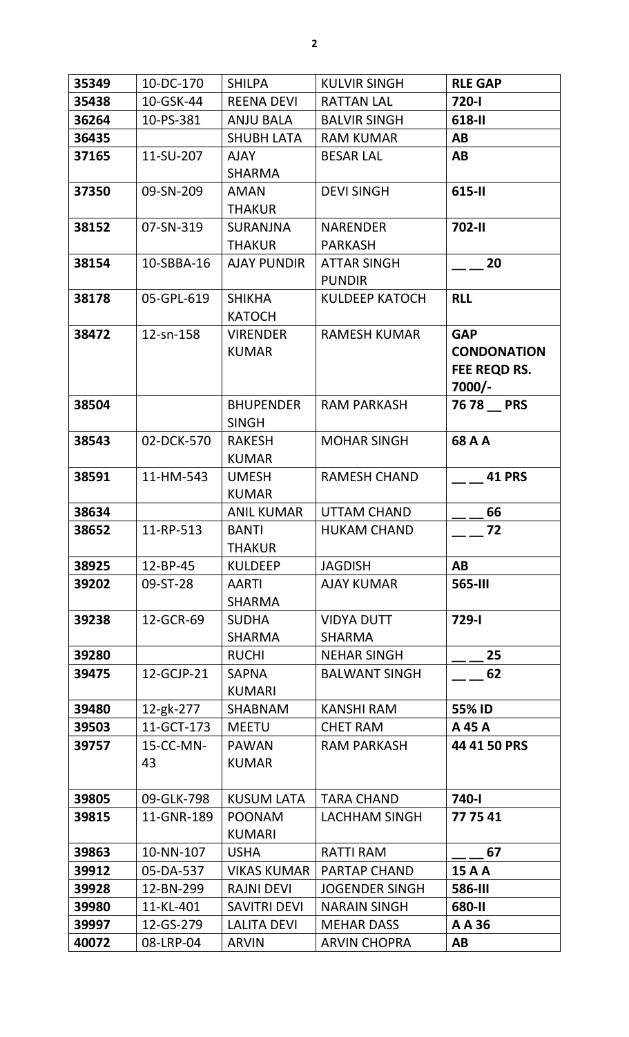| 35349 | 10-DC-170 | SHILPA | KULVIR SINGH | **RLE GAP** |
|---|---|---|---|---|
| **35438** | 10-GSK-44 | REENA DEVI | RATTAN LAL | **720-I** |
| **36264** | 10-PS-381 | ANJU BALA | BALVIR SINGH | **618-II** |
| **36435** | | SHUBH LATA | RAM KUMAR | **AB** |
| **37165** | 11-SU-207 | AJAY SHARMA | BESAR LAL | **AB** |
| **37350** | 09-SN-209 | AMAN THAKUR | DEVI SINGH | **615-II** |
| **38152** | 07-SN-319 | SURANJNA THAKUR | NARENDER PARKASH | **702-II** |
| **38154** | 10-SBBA-16 | AJAY PUNDIR | ATTAR SINGH PUNDIR | **__ __ 20** |
| **38178** | 05-GPL-619 | SHIKHA KATOCH | KULDEEP KATOCH | **RLL** |
| **38472** | 12-sn-158 | VIRENDER KUMAR | RAMESH KUMAR | **GAP CONDONATION FEE REQD RS. 7000/-** |
| **38504** | | BHUPENDER SINGH | RAM PARKASH | **76 78 __ PRS** |
| **38543** | 02-DCK-570 | RAKESH KUMAR | MOHAR SINGH | **68 A A** |
| **38591** | 11-HM-543 | UMESH KUMAR | RAMESH CHAND | **__ __ 41 PRS** |
| **38634** | | ANIL KUMAR | UTTAM CHAND | **__ __ 66** |
| **38652** | 11-RP-513 | BANTI THAKUR | HUKAM CHAND | **__ __ 72** |
| **38925** | 12-BP-45 | KULDEEP | JAGDISH | **AB** |
| **39202** | 09-ST-28 | AARTI SHARMA | AJAY KUMAR | **565-III** |
| **39238** | 12-GCR-69 | SUDHA SHARMA | VIDYA DUTT SHARMA | **729-I** |
| **39280** | | RUCHI | NEHAR SINGH | **__ __ 25** |
| **39475** | 12-GCJP-21 | SAPNA KUMARI | BALWANT SINGH | **__ __ 62** |
| **39480** | 12-gk-277 | SHABNAM | KANSHI RAM | **55% ID** |
| **39503** | 11-GCT-173 | MEETU | CHET RAM | **A 45 A** |
| **39757** | 15-CC-MN-43 | PAWAN KUMAR | RAM PARKASH | **44 41 50 PRS** |
| **39805** | 09-GLK-798 | KUSUM LATA | TARA CHAND | **740-I** |
| **39815** | 11-GNR-189 | POONAM KUMARI | LACHHAM SINGH | **77 75 41** |
| **39863** | 10-NN-107 | USHA | RATTI RAM | **__ __ 67** |
| **39912** | 05-DA-537 | VIKAS KUMAR | PARTAP CHAND | **15 A A** |
| **39928** | 12-BN-299 | RAJNI DEVI | JOGENDER SINGH | **586-III** |
| **39980** | 11-KL-401 | SAVITRI DEVI | NARAIN SINGH | **680-II** |
| **39997** | 12-GS-279 | LALITA DEVI | MEHAR DASS | **A A 36** |
| **40072** | 08-LRP-04 | ARVIN | ARVIN CHOPRA | **AB** |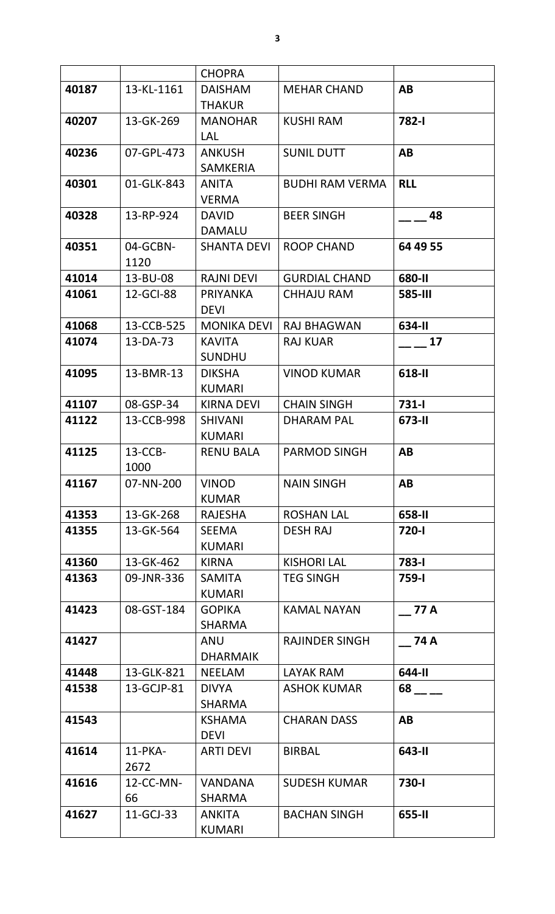| | | | | |
|---|---|---|---|---|
| | | CHOPRA | | |
| **40187** | 13-KL-1161 | DAISHAM THAKUR | MEHAR CHAND | **AB** |
| **40207** | 13-GK-269 | MANOHAR LAL | KUSHI RAM | **782-I** |
| **40236** | 07-GPL-473 | ANKUSH SAMKERIA | SUNIL DUTT | **AB** |
| **40301** | 01-GLK-843 | ANITA VERMA | BUDHI RAM VERMA | **RLL** |
| **40328** | 13-RP-924 | DAVID DAMALU | BEER SINGH | **__ __ 48** |
| **40351** | 04-GCBN-1120 | SHANTA DEVI | ROOP CHAND | **64 49 55** |
| **41014** | 13-BU-08 | RAJNI DEVI | GURDIAL CHAND | **680-II** |
| **41061** | 12-GCI-88 | PRIYANKA DEVI | CHHAJU RAM | **585-III** |
| **41068** | 13-CCB-525 | MONIKA DEVI | RAJ BHAGWAN | **634-II** |
| **41074** | 13-DA-73 | KAVITA SUNDHU | RAJ KUAR | **__ __ 17** |
| **41095** | 13-BMR-13 | DIKSHA KUMARI | VINOD KUMAR | **618-II** |
| **41107** | 08-GSP-34 | KIRNA DEVI | CHAIN SINGH | **731-I** |
| **41122** | 13-CCB-998 | SHIVANI KUMARI | DHARAM PAL | **673-II** |
| **41125** | 13-CCB-1000 | RENU BALA | PARMOD SINGH | **AB** |
| **41167** | 07-NN-200 | VINOD KUMAR | NAIN SINGH | **AB** |
| **41353** | 13-GK-268 | RAJESHA | ROSHAN LAL | **658-II** |
| **41355** | 13-GK-564 | SEEMA KUMARI | DESH RAJ | **720-I** |
| **41360** | 13-GK-462 | KIRNA | KISHORI LAL | **783-I** |
| **41363** | 09-JNR-336 | SAMITA KUMARI | TEG SINGH | **759-I** |
| **41423** | 08-GST-184 | GOPIKA SHARMA | KAMAL NAYAN | **__ 77 A** |
| **41427** | | ANU DHARMAIK | RAJINDER SINGH | **__ 74 A** |
| **41448** | 13-GLK-821 | NEELAM | LAYAK RAM | **644-II** |
| **41538** | 13-GCJP-81 | DIVYA SHARMA | ASHOK KUMAR | **68 __ __** |
| **41543** | | KSHAMA DEVI | CHARAN DASS | **AB** |
| **41614** | 11-PKA-2672 | ARTI DEVI | BIRBAL | **643-II** |
| **41616** | 12-CC-MN-66 | VANDANA SHARMA | SUDESH KUMAR | **730-I** |
| **41627** | 11-GCJ-33 | ANKITA KUMARI | BACHAN SINGH | **655-II** |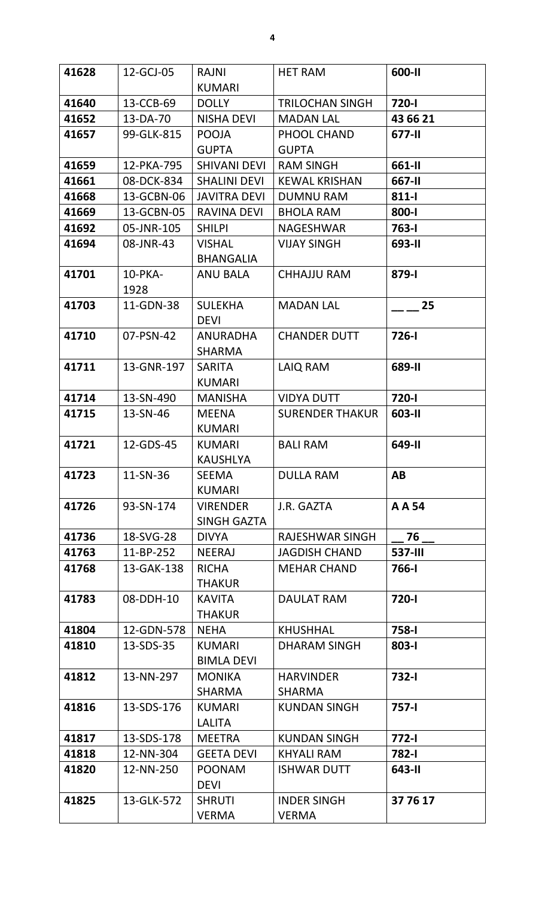| 41628 | 12-GCJ-05 | RAJNI KUMARI | HET RAM | **600-II** |
|---|---|---|---|---|
| **41640** | 13-CCB-69 | DOLLY | TRILOCHAN SINGH | **720-I** |
| **41652** | 13-DA-70 | NISHA DEVI | MADAN LAL | **43 66 21** |
| **41657** | 99-GLK-815 | POOJA GUPTA | PHOOL CHAND GUPTA | **677-II** |
| **41659** | 12-PKA-795 | SHIVANI DEVI | RAM SINGH | **661-II** |
| **41661** | 08-DCK-834 | SHALINI DEVI | KEWAL KRISHAN | **667-II** |
| **41668** | 13-GCBN-06 | JAVITRA DEVI | DUMNU RAM | **811-I** |
| **41669** | 13-GCBN-05 | RAVINA DEVI | BHOLA RAM | **800-I** |
| **41692** | 05-JNR-105 | SHILPI | NAGESHWAR | **763-I** |
| **41694** | 08-JNR-43 | VISHAL BHANGALIA | VIJAY SINGH | **693-II** |
| **41701** | 10-PKA-1928 | ANU BALA | CHHAJJU RAM | **879-I** |
| **41703** | 11-GDN-38 | SULEKHA DEVI | MADAN LAL | **__ __ 25** |
| **41710** | 07-PSN-42 | ANURADHA SHARMA | CHANDER DUTT | **726-I** |
| **41711** | 13-GNR-197 | SARITA KUMARI | LAIQ RAM | **689-II** |
| **41714** | 13-SN-490 | MANISHA | VIDYA DUTT | **720-I** |
| **41715** | 13-SN-46 | MEENA KUMARI | SURENDER THAKUR | **603-II** |
| **41721** | 12-GDS-45 | KUMARI KAUSHLYA | BALI RAM | **649-II** |
| **41723** | 11-SN-36 | SEEMA KUMARI | DULLA RAM | **AB** |
| **41726** | 93-SN-174 | VIRENDER SINGH GAZTA | J.R. GAZTA | **A A 54** |
| **41736** | 18-SVG-28 | DIVYA | RAJESHWAR SINGH | **__ 76 __** |
| **41763** | 11-BP-252 | NEERAJ | JAGDISH CHAND | **537-III** |
| **41768** | 13-GAK-138 | RICHA THAKUR | MEHAR CHAND | **766-I** |
| **41783** | 08-DDH-10 | KAVITA THAKUR | DAULAT RAM | **720-I** |
| **41804** | 12-GDN-578 | NEHA | KHUSHHAL | **758-I** |
| **41810** | 13-SDS-35 | KUMARI BIMLA DEVI | DHARAM SINGH | **803-I** |
| **41812** | 13-NN-297 | MONIKA SHARMA | HARVINDER SHARMA | **732-I** |
| **41816** | 13-SDS-176 | KUMARI LALITA | KUNDAN SINGH | **757-I** |
| **41817** | 13-SDS-178 | MEETRA | KUNDAN SINGH | **772-I** |
| **41818** | 12-NN-304 | GEETA DEVI | KHYALI RAM | **782-I** |
| **41820** | 12-NN-250 | POONAM DEVI | ISHWAR DUTT | **643-II** |
| **41825** | 13-GLK-572 | SHRUTI VERMA | INDER SINGH VERMA | **37 76 17** |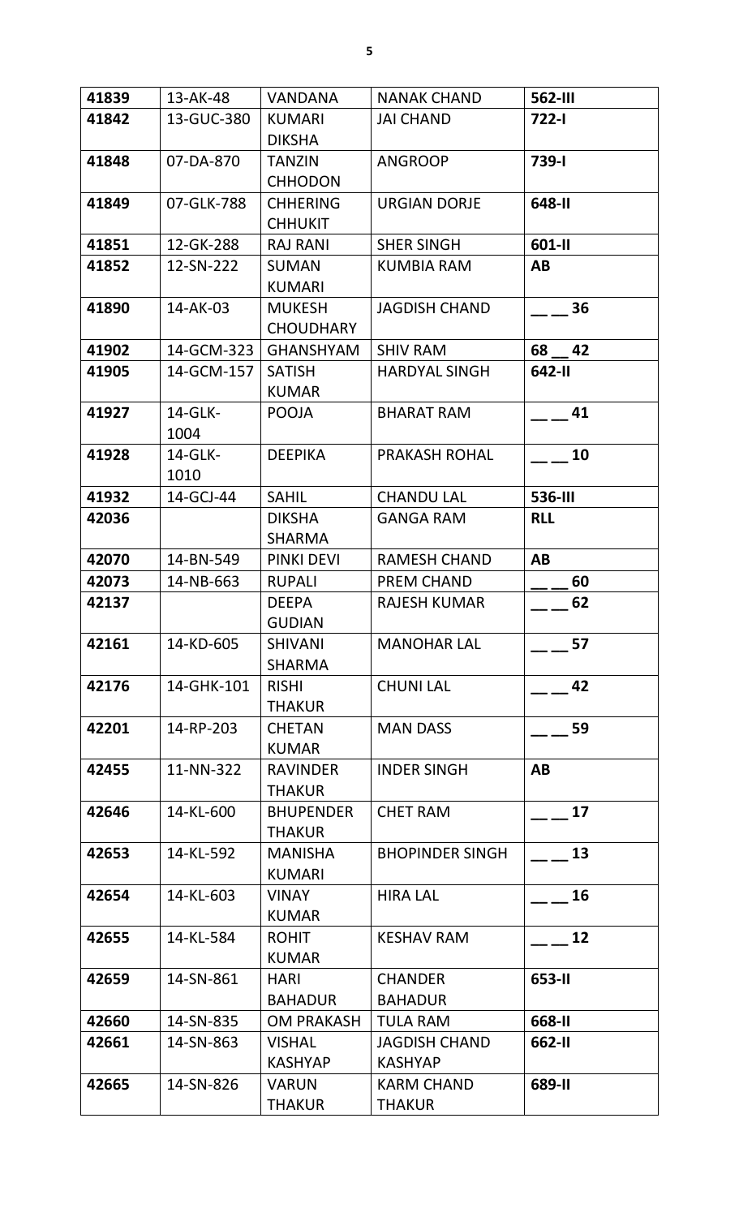| **41839** | 13-AK-48 | VANDANA | NANAK CHAND | **562-III** |
|---|---|---|---|---|
| **41842** | 13-GUC-380 | KUMARI DIKSHA | JAI CHAND | **722-I** |
| **41848** | 07-DA-870 | TANZIN CHHODON | ANGROOP | **739-I** |
| **41849** | 07-GLK-788 | CHHERING CHHUKIT | URGIAN DORJE | **648-II** |
| **41851** | 12-GK-288 | RAJ RANI | SHER SINGH | **601-II** |
| **41852** | 12-SN-222 | SUMAN KUMARI | KUMBIA RAM | **AB** |
| **41890** | 14-AK-03 | MUKESH CHOUDHARY | JAGDISH CHAND | **__ __ 36** |
| **41902** | 14-GCM-323 | GHANSHYAM | SHIV RAM | **68 __ 42** |
| **41905** | 14-GCM-157 | SATISH KUMAR | HARDYAL SINGH | **642-II** |
| **41927** | 14-GLK-1004 | POOJA | BHARAT RAM | **__ __ 41** |
| **41928** | 14-GLK-1010 | DEEPIKA | PRAKASH ROHAL | **__ __ 10** |
| **41932** | 14-GCJ-44 | SAHIL | CHANDU LAL | **536-III** |
| **42036** | | DIKSHA SHARMA | GANGA RAM | **RLL** |
| **42070** | 14-BN-549 | PINKI DEVI | RAMESH CHAND | **AB** |
| **42073** | 14-NB-663 | RUPALI | PREM CHAND | **__ __ 60** |
| **42137** | | DEEPA GUDIAN | RAJESH KUMAR | **__ __ 62** |
| **42161** | 14-KD-605 | SHIVANI SHARMA | MANOHAR LAL | **__ __ 57** |
| **42176** | 14-GHK-101 | RISHI THAKUR | CHUNI LAL | **__ __ 42** |
| **42201** | 14-RP-203 | CHETAN KUMAR | MAN DASS | **__ __ 59** |
| **42455** | 11-NN-322 | RAVINDER THAKUR | INDER SINGH | **AB** |
| **42646** | 14-KL-600 | BHUPENDER THAKUR | CHET RAM | **__ __ 17** |
| **42653** | 14-KL-592 | MANISHA KUMARI | BHOPINDER SINGH | **__ __ 13** |
| **42654** | 14-KL-603 | VINAY KUMAR | HIRA LAL | **__ __ 16** |
| **42655** | 14-KL-584 | ROHIT KUMAR | KESHAV RAM | **__ __ 12** |
| **42659** | 14-SN-861 | HARI BAHADUR | CHANDER BAHADUR | **653-II** |
| **42660** | 14-SN-835 | OM PRAKASH | TULA RAM | **668-II** |
| **42661** | 14-SN-863 | VISHAL KASHYAP | JAGDISH CHAND KASHYAP | **662-II** |
| **42665** | 14-SN-826 | VARUN THAKUR | KARM CHAND THAKUR | **689-II** |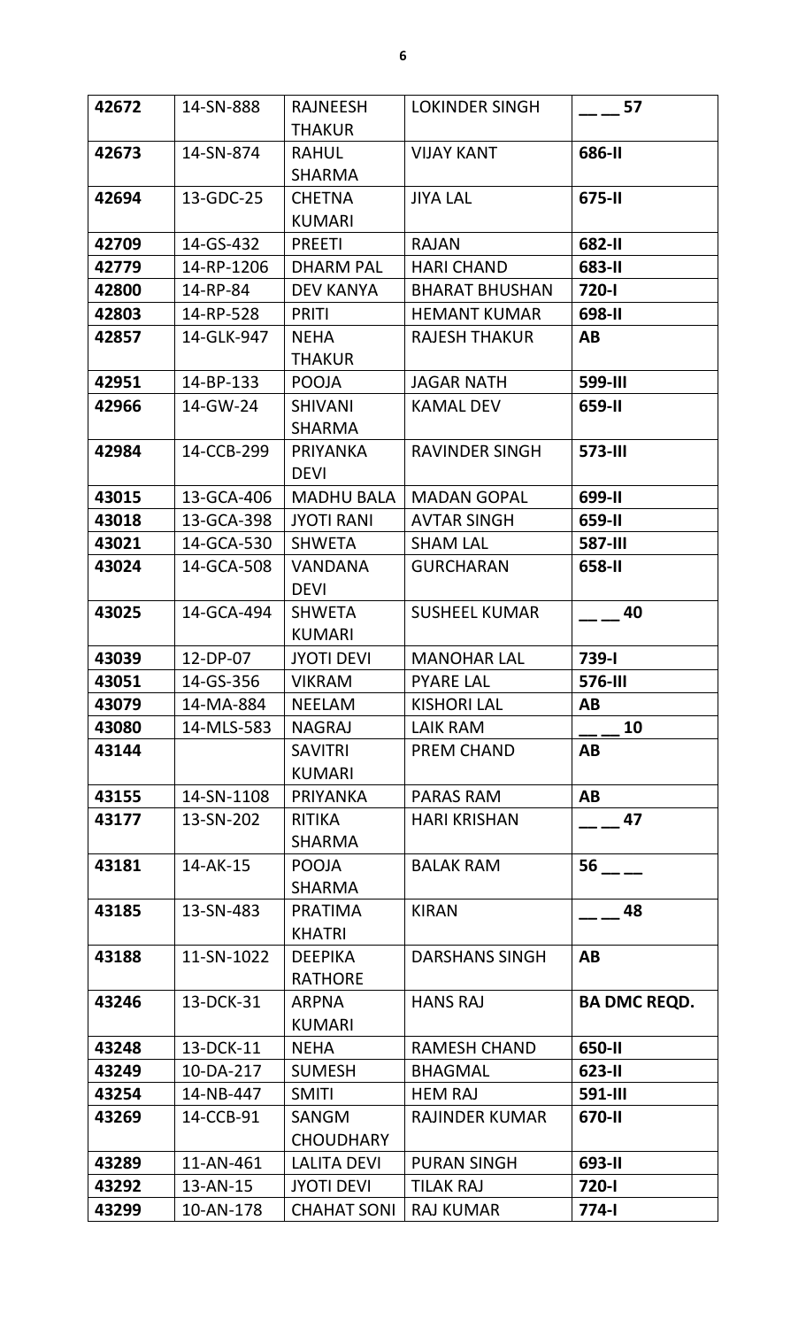| 42672 | 14-SN-888 | RAJNEESH THAKUR | LOKINDER SINGH | __ __ 57 |
|---|---|---|---|---|
| 42673 | 14-SN-874 | RAHUL SHARMA | VIJAY KANT | 686-II |
| 42694 | 13-GDC-25 | CHETNA KUMARI | JIYA LAL | 675-II |
| 42709 | 14-GS-432 | PREETI | RAJAN | 682-II |
| 42779 | 14-RP-1206 | DHARM PAL | HARI CHAND | 683-II |
| 42800 | 14-RP-84 | DEV KANYA | BHARAT BHUSHAN | 720-I |
| 42803 | 14-RP-528 | PRITI | HEMANT KUMAR | 698-II |
| 42857 | 14-GLK-947 | NEHA THAKUR | RAJESH THAKUR | AB |
| 42951 | 14-BP-133 | POOJA | JAGAR NATH | 599-III |
| 42966 | 14-GW-24 | SHIVANI SHARMA | KAMAL DEV | 659-II |
| 42984 | 14-CCB-299 | PRIYANKA DEVI | RAVINDER SINGH | 573-III |
| 43015 | 13-GCA-406 | MADHU BALA | MADAN GOPAL | 699-II |
| 43018 | 13-GCA-398 | JYOTI RANI | AVTAR SINGH | 659-II |
| 43021 | 14-GCA-530 | SHWETA | SHAM LAL | 587-III |
| 43024 | 14-GCA-508 | VANDANA DEVI | GURCHARAN | 658-II |
| 43025 | 14-GCA-494 | SHWETA KUMARI | SUSHEEL KUMAR | __ __ 40 |
| 43039 | 12-DP-07 | JYOTI DEVI | MANOHAR LAL | 739-I |
| 43051 | 14-GS-356 | VIKRAM | PYARE LAL | 576-III |
| 43079 | 14-MA-884 | NEELAM | KISHORI LAL | AB |
| 43080 | 14-MLS-583 | NAGRAJ | LAIK RAM | __ __ 10 |
| 43144 | | SAVITRI KUMARI | PREM CHAND | AB |
| 43155 | 14-SN-1108 | PRIYANKA | PARAS RAM | AB |
| 43177 | 13-SN-202 | RITIKA SHARMA | HARI KRISHAN | __ __ 47 |
| 43181 | 14-AK-15 | POOJA SHARMA | BALAK RAM | 56 __ __ |
| 43185 | 13-SN-483 | PRATIMA KHATRI | KIRAN | __ __ 48 |
| 43188 | 11-SN-1022 | DEEPIKA RATHORE | DARSHANS SINGH | AB |
| 43246 | 13-DCK-31 | ARPNA KUMARI | HANS RAJ | BA DMC REQD. |
| 43248 | 13-DCK-11 | NEHA | RAMESH CHAND | 650-II |
| 43249 | 10-DA-217 | SUMESH | BHAGMAL | 623-II |
| 43254 | 14-NB-447 | SMITI | HEM RAJ | 591-III |
| 43269 | 14-CCB-91 | SANGM CHOUDHARY | RAJINDER KUMAR | 670-II |
| 43289 | 11-AN-461 | LALITA DEVI | PURAN SINGH | 693-II |
| 43292 | 13-AN-15 | JYOTI DEVI | TILAK RAJ | 720-I |
| 43299 | 10-AN-178 | CHAHAT SONI | RAJ KUMAR | 774-I |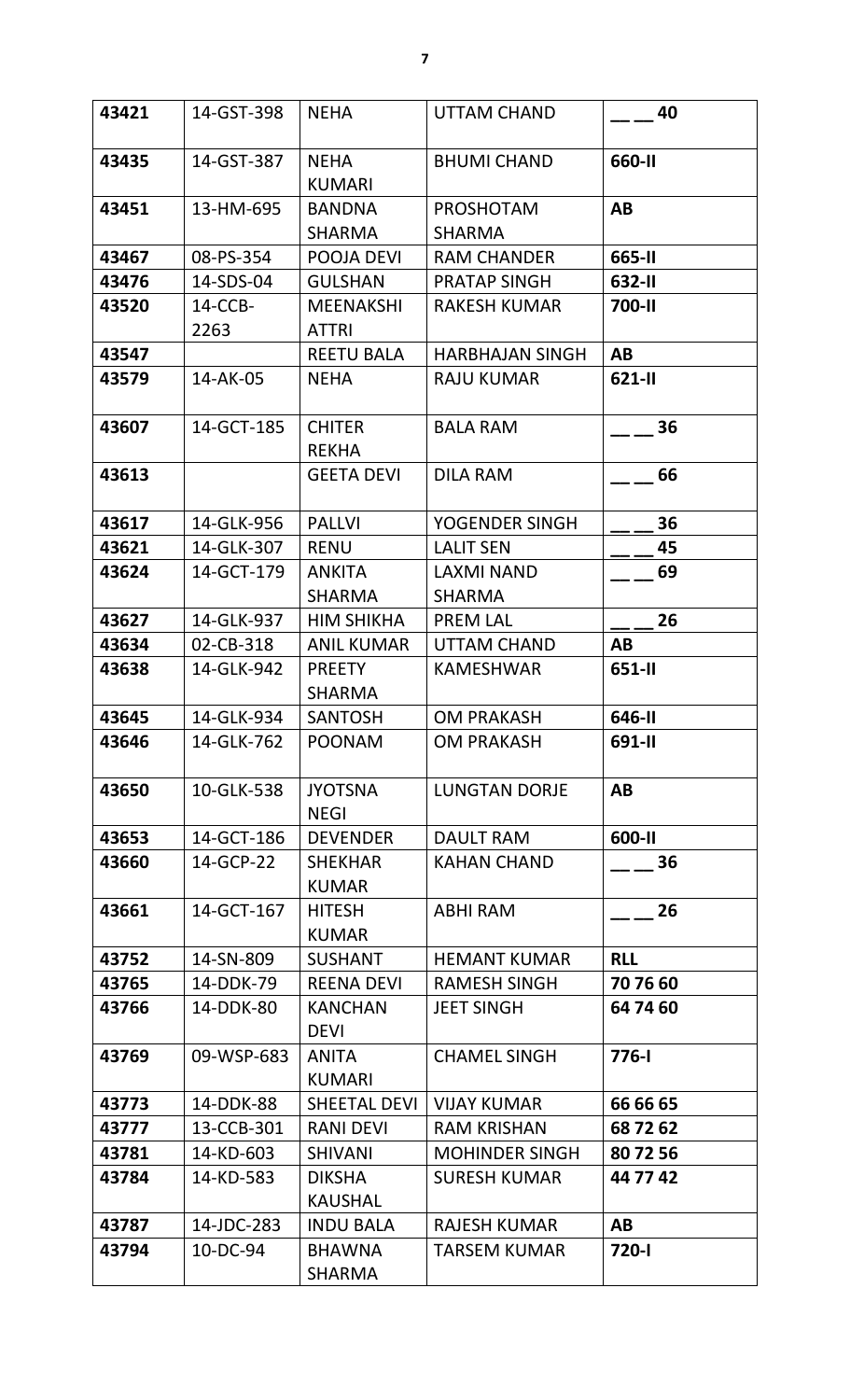| 43421 | 14-GST-398 | NEHA | UTTAM CHAND | __ __ 40 |
|---|---|---|---|---|
| 43435 | 14-GST-387 | NEHA KUMARI | BHUMI CHAND | 660-II |
| 43451 | 13-HM-695 | BANDNA SHARMA | PROSHOTAM SHARMA | AB |
| 43467 | 08-PS-354 | POOJA DEVI | RAM CHANDER | 665-II |
| 43476 | 14-SDS-04 | GULSHAN | PRATAP SINGH | 632-II |
| 43520 | 14-CCB-2263 | MEENAKSHI ATTRI | RAKESH KUMAR | 700-II |
| 43547 | | REETU BALA | HARBHAJAN SINGH | AB |
| 43579 | 14-AK-05 | NEHA | RAJU KUMAR | 621-II |
| 43607 | 14-GCT-185 | CHITER REKHA | BALA RAM | __ __ 36 |
| 43613 | | GEETA DEVI | DILA RAM | __ __ 66 |
| 43617 | 14-GLK-956 | PALLVI | YOGENDER SINGH | __ __ 36 |
| 43621 | 14-GLK-307 | RENU | LALIT SEN | __ __ 45 |
| 43624 | 14-GCT-179 | ANKITA SHARMA | LAXMI NAND SHARMA | __ __ 69 |
| 43627 | 14-GLK-937 | HIM SHIKHA | PREM LAL | __ __ 26 |
| 43634 | 02-CB-318 | ANIL KUMAR | UTTAM CHAND | AB |
| 43638 | 14-GLK-942 | PREETY SHARMA | KAMESHWAR | 651-II |
| 43645 | 14-GLK-934 | SANTOSH | OM PRAKASH | 646-II |
| 43646 | 14-GLK-762 | POONAM | OM PRAKASH | 691-II |
| 43650 | 10-GLK-538 | JYOTSNA NEGI | LUNGTAN DORJE | AB |
| 43653 | 14-GCT-186 | DEVENDER | DAULT RAM | 600-II |
| 43660 | 14-GCP-22 | SHEKHAR KUMAR | KAHAN CHAND | __ __ 36 |
| 43661 | 14-GCT-167 | HITESH KUMAR | ABHI RAM | __ __ 26 |
| 43752 | 14-SN-809 | SUSHANT | HEMANT KUMAR | RLL |
| 43765 | 14-DDK-79 | REENA DEVI | RAMESH SINGH | 70 76 60 |
| 43766 | 14-DDK-80 | KANCHAN DEVI | JEET SINGH | 64 74 60 |
| 43769 | 09-WSP-683 | ANITA KUMARI | CHAMEL SINGH | 776-I |
| 43773 | 14-DDK-88 | SHEETAL DEVI | VIJAY KUMAR | 66 66 65 |
| 43777 | 13-CCB-301 | RANI DEVI | RAM KRISHAN | 68 72 62 |
| 43781 | 14-KD-603 | SHIVANI | MOHINDER SINGH | 80 72 56 |
| 43784 | 14-KD-583 | DIKSHA KAUSHAL | SURESH KUMAR | 44 77 42 |
| 43787 | 14-JDC-283 | INDU BALA | RAJESH KUMAR | AB |
| 43794 | 10-DC-94 | BHAWNA SHARMA | TARSEM KUMAR | 720-I |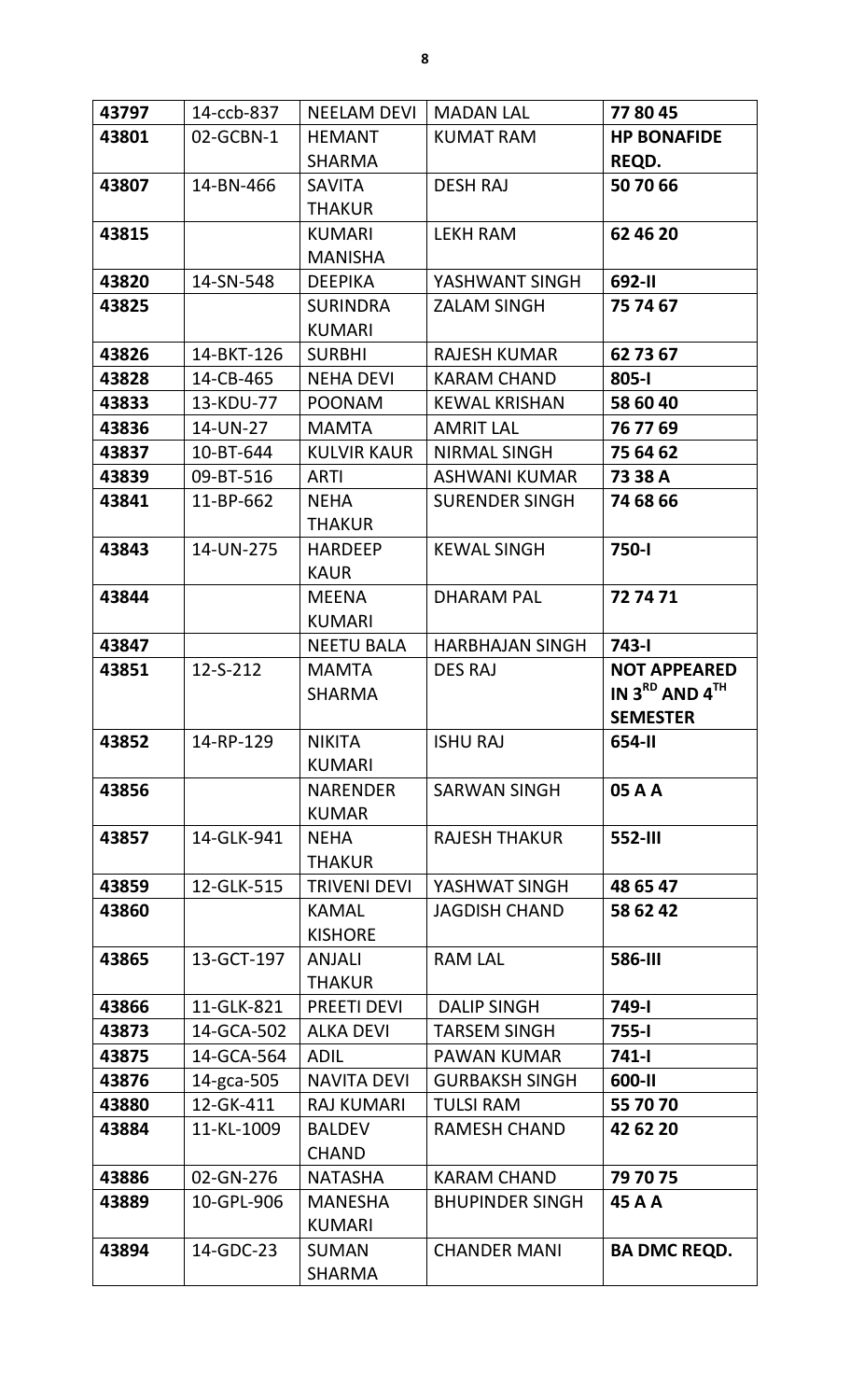| 43797 | 14-ccb-837 | NEELAM DEVI | MADAN LAL | **77 80 45** |
|---|---|---|---|---|
| 43801 | 02-GCBN-1 | HEMANT SHARMA | KUMAT RAM | **HP BONAFIDE REQD.** |
| 43807 | 14-BN-466 | SAVITA THAKUR | DESH RAJ | **50 70 66** |
| 43815 | | KUMARI MANISHA | LEKH RAM | **62 46 20** |
| 43820 | 14-SN-548 | DEEPIKA | YASHWANT SINGH | **692-II** |
| 43825 | | SURINDRA KUMARI | ZALAM SINGH | **75 74 67** |
| 43826 | 14-BKT-126 | SURBHI | RAJESH KUMAR | **62 73 67** |
| 43828 | 14-CB-465 | NEHA DEVI | KARAM CHAND | **805-I** |
| 43833 | 13-KDU-77 | POONAM | KEWAL KRISHAN | **58 60 40** |
| 43836 | 14-UN-27 | MAMTA | AMRIT LAL | **76 77 69** |
| 43837 | 10-BT-644 | KULVIR KAUR | NIRMAL SINGH | **75 64 62** |
| 43839 | 09-BT-516 | ARTI | ASHWANI KUMAR | **73 38 A** |
| 43841 | 11-BP-662 | NEHA THAKUR | SURENDER SINGH | **74 68 66** |
| 43843 | 14-UN-275 | HARDEEP KAUR | KEWAL SINGH | **750-I** |
| 43844 | | MEENA KUMARI | DHARAM PAL | **72 74 71** |
| 43847 | | NEETU BALA | HARBHAJAN SINGH | **743-I** |
| 43851 | 12-S-212 | MAMTA SHARMA | DES RAJ | **NOT APPEARED IN 3RD AND 4TH SEMESTER** |
| 43852 | 14-RP-129 | NIKITA KUMARI | ISHU RAJ | **654-II** |
| 43856 | | NARENDER KUMAR | SARWAN SINGH | **05 A A** |
| 43857 | 14-GLK-941 | NEHA THAKUR | RAJESH THAKUR | **552-III** |
| 43859 | 12-GLK-515 | TRIVENI DEVI | YASHWAT SINGH | **48 65 47** |
| 43860 | | KAMAL KISHORE | JAGDISH CHAND | **58 62 42** |
| 43865 | 13-GCT-197 | ANJALI THAKUR | RAM LAL | **586-III** |
| 43866 | 11-GLK-821 | PREETI DEVI | DALIP SINGH | **749-I** |
| 43873 | 14-GCA-502 | ALKA DEVI | TARSEM SINGH | **755-I** |
| 43875 | 14-GCA-564 | ADIL | PAWAN KUMAR | **741-I** |
| 43876 | 14-gca-505 | NAVITA DEVI | GURBAKSH SINGH | **600-II** |
| 43880 | 12-GK-411 | RAJ KUMARI | TULSI RAM | **55 70 70** |
| 43884 | 11-KL-1009 | BALDEV CHAND | RAMESH CHAND | **42 62 20** |
| 43886 | 02-GN-276 | NATASHA | KARAM CHAND | **79 70 75** |
| 43889 | 10-GPL-906 | MANESHA KUMARI | BHUPINDER SINGH | **45 A A** |
| 43894 | 14-GDC-23 | SUMAN SHARMA | CHANDER MANI | **BA DMC REQD.** |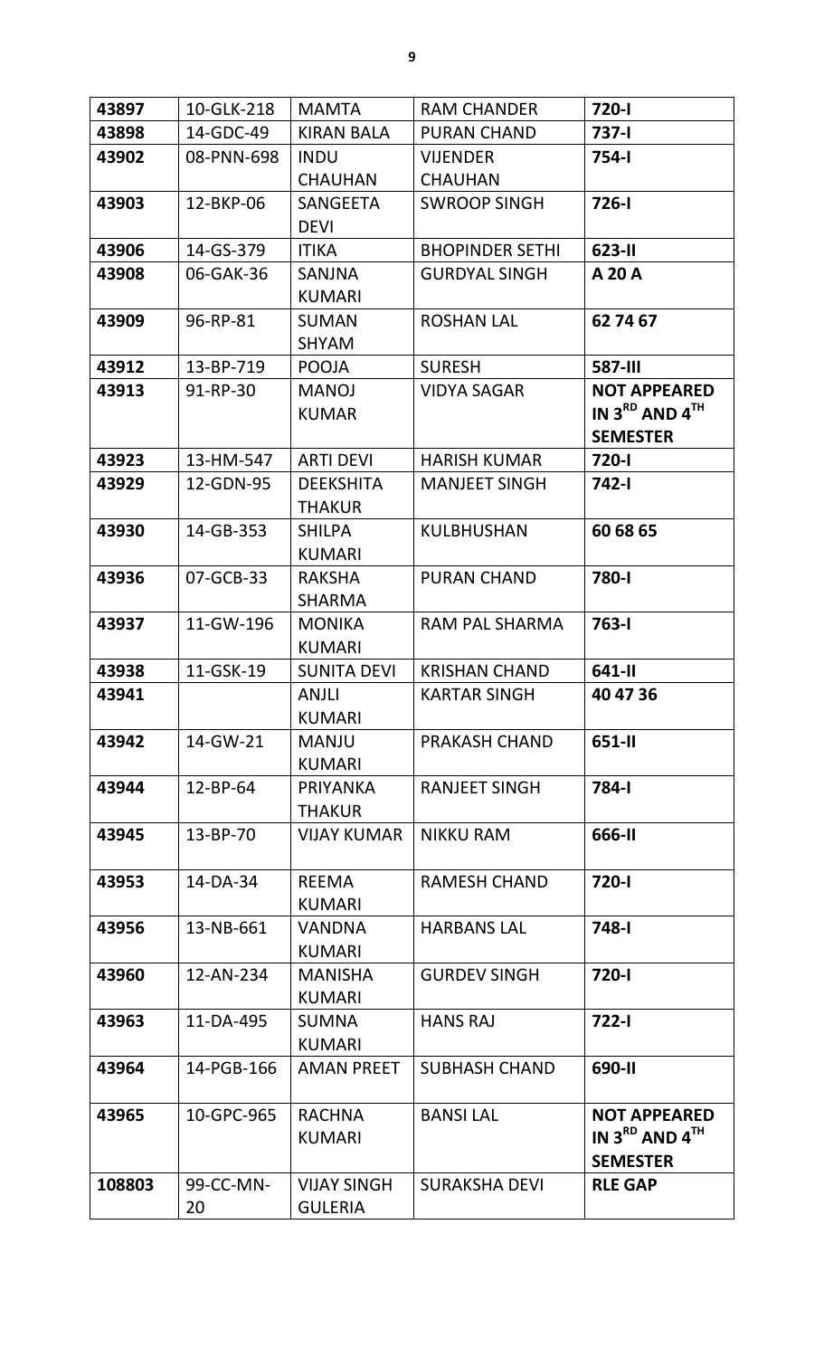| 43897 | 10-GLK-218 | MAMTA | RAM CHANDER | **720-I** |
|---|---|---|---|---|
| 43898 | 14-GDC-49 | KIRAN BALA | PURAN CHAND | **737-I** |
| 43902 | 08-PNN-698 | INDU CHAUHAN | VIJENDER CHAUHAN | **754-I** |
| 43903 | 12-BKP-06 | SANGEETA DEVI | SWROOP SINGH | **726-I** |
| 43906 | 14-GS-379 | ITIKA | BHOPINDER SETHI | **623-II** |
| 43908 | 06-GAK-36 | SANJNA KUMARI | GURDYAL SINGH | **A 20 A** |
| 43909 | 96-RP-81 | SUMAN SHYAM | ROSHAN LAL | **62 74 67** |
| 43912 | 13-BP-719 | POOJA | SURESH | **587-III** |
| 43913 | 91-RP-30 | MANOJ KUMAR | VIDYA SAGAR | **NOT APPEARED IN 3RD AND 4TH SEMESTER** |
| 43923 | 13-HM-547 | ARTI DEVI | HARISH KUMAR | **720-I** |
| 43929 | 12-GDN-95 | DEEKSHITA THAKUR | MANJEET SINGH | **742-I** |
| 43930 | 14-GB-353 | SHILPA KUMARI | KULBHUSHAN | **60 68 65** |
| 43936 | 07-GCB-33 | RAKSHA SHARMA | PURAN CHAND | **780-I** |
| 43937 | 11-GW-196 | MONIKA KUMARI | RAM PAL SHARMA | **763-I** |
| 43938 | 11-GSK-19 | SUNITA DEVI | KRISHAN CHAND | **641-II** |
| 43941 | | ANJLI KUMARI | KARTAR SINGH | **40 47 36** |
| 43942 | 14-GW-21 | MANJU KUMARI | PRAKASH CHAND | **651-II** |
| 43944 | 12-BP-64 | PRIYANKA THAKUR | RANJEET SINGH | **784-I** |
| 43945 | 13-BP-70 | VIJAY KUMAR | NIKKU RAM | **666-II** |
| 43953 | 14-DA-34 | REEMA KUMARI | RAMESH CHAND | **720-I** |
| 43956 | 13-NB-661 | VANDNA KUMARI | HARBANS LAL | **748-I** |
| 43960 | 12-AN-234 | MANISHA KUMARI | GURDEV SINGH | **720-I** |
| 43963 | 11-DA-495 | SUMNA KUMARI | HANS RAJ | **722-I** |
| 43964 | 14-PGB-166 | AMAN PREET | SUBHASH CHAND | **690-II** |
| 43965 | 10-GPC-965 | RACHNA KUMARI | BANSI LAL | **NOT APPEARED IN 3RD AND 4TH SEMESTER** |
| 108803 | 99-CC-MN-20 | VIJAY SINGH GULERIA | SURAKSHA DEVI | **RLE GAP** |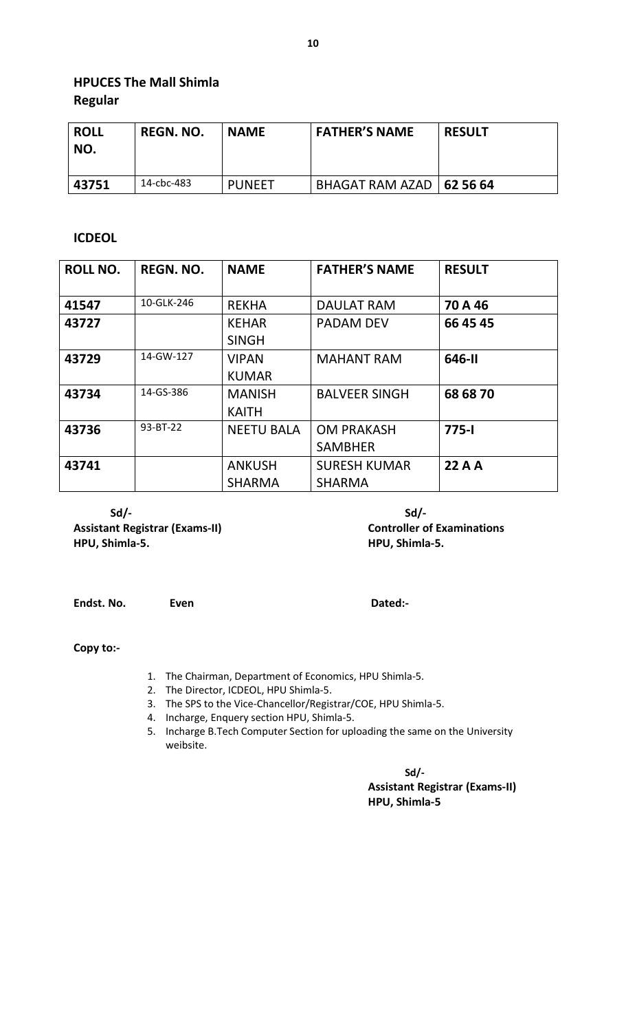**HPUCES The Mall Shimla**
**Regular**

| ROLL NO. | REGN. NO. | NAME | FATHER'S NAME | RESULT |
|---|---|---|---|---|
| 43751 | 14-cbc-483 | PUNEET | BHAGAT RAM AZAD | 62 56 64 |

**ICDEOL**

| ROLL NO. | REGN. NO. | NAME | FATHER'S NAME | RESULT |
|---|---|---|---|---|
| 41547 | 10-GLK-246 | REKHA | DAULAT RAM | 70 A 46 |
| 43727 | | KEHAR SINGH | PADAM DEV | 66 45 45 |
| 43729 | 14-GW-127 | VIPAN KUMAR | MAHANT RAM | 646-II |
| 43734 | 14-GS-386 | MANISH KAITH | BALVEER SINGH | 68 68 70 |
| 43736 | 93-BT-22 | NEETU BALA | OM PRAKASH SAMBHER | 775-I |
| 43741 | | ANKUSH SHARMA | SURESH KUMAR SHARMA | 22 A A |

**Sd/-**
**Assistant Registrar (Exams-II)**
**HPU, Shimla-5.**

**Sd/-**
**Controller of Examinations**
**HPU, Shimla-5.**

**Endst. No. Even** **Dated:-**

**Copy to:-**

1. The Chairman, Department of Economics, HPU Shimla-5.
2. The Director, ICDEOL, HPU Shimla-5.
3. The SPS to the Vice-Chancellor/Registrar/COE, HPU Shimla-5.
4. Incharge, Enquery section HPU, Shimla-5.
5. Incharge B.Tech Computer Section for uploading the same on the University weibsite.

**Sd/-**
**Assistant Registrar (Exams-II)**
**HPU, Shimla-5**